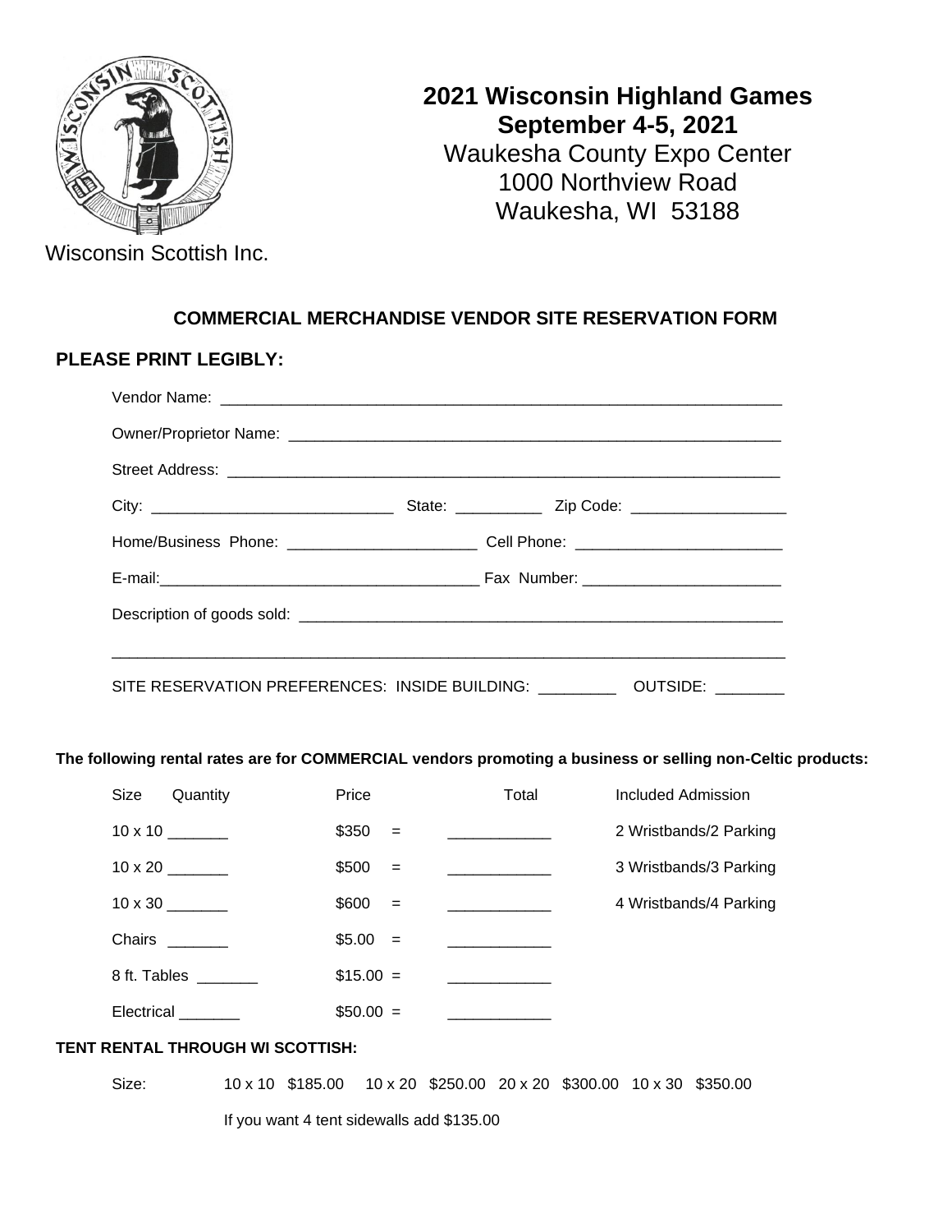Wisconsin Scottish Inc.

# 2021 Wisconsin Highland Games

**September 4-5, 2021**

Waukesha County Expo Center
1000 Northview Road
Waukesha, WI 53188

## COMMERCIAL MERCHANDISE VENDOR SITE RESERVATION FORM

### PLEASE PRINT LEGIBLY:

Vendor Name: ____________________________________________________________________

Owner/Proprietor Name: ____________________________________________________________

Street Address: ___________________________________________________________________

City: ____________________________ State: __________ Zip Code: __________________

Home/Business Phone: ______________________ Cell Phone: ________________________

E-mail:______________________________________ Fax Number: _______________________

Description of goods sold: __________________________________________________________

_______________________________________________________________________________

SITE RESERVATION PREFERENCES: INSIDE BUILDING: _________ OUTSIDE: ________

**The following rental rates are for COMMERCIAL vendors promoting a business or selling non-Celtic products:**

| Size | Quantity | Price | | Total | Included Admission |
|---|---|---|---|---|---|
| 10 x 10 | _______ | $350 | = | ____________ | 2 Wristbands/2 Parking |
| 10 x 20 | _______ | $500 | = | ____________ | 3 Wristbands/3 Parking |
| 10 x 30 | _______ | $600 | = | ____________ | 4 Wristbands/4 Parking |
| Chairs | _______ | $5.00 | = | ____________ | |
| 8 ft. Tables | _______ | $15.00 | = | ____________ | |
| Electrical | _______ | $50.00 | = | ____________ | |

**TENT RENTAL THROUGH WI SCOTTISH:**

Size: 10 x 10 $185.00 10 x 20 $250.00 20 x 20 $300.00 10 x 30 $350.00

If you want 4 tent sidewalls add $135.00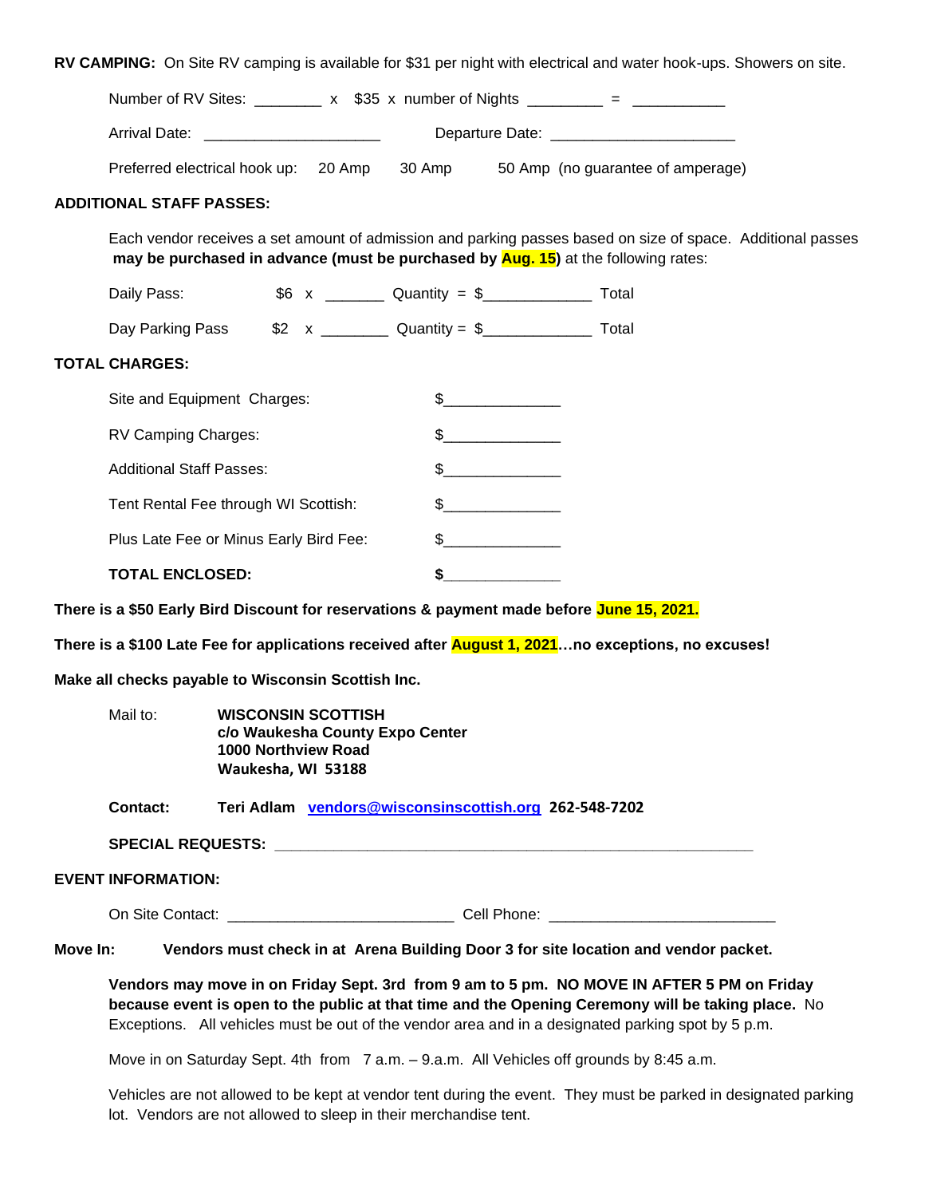**RV CAMPING:** On Site RV camping is available for $31 per night with electrical and water hook-ups. Showers on site.

Number of RV Sites: ________ x $35 x number of Nights _________ = ___________

Arrival Date: _____________________ Departure Date: ______________________

Preferred electrical hook up: 20 Amp 30 Amp 50 Amp (no guarantee of amperage)

**ADDITIONAL STAFF PASSES:**

Each vendor receives a set amount of admission and parking passes based on size of space. Additional passes **may be purchased in advance (must be purchased by Aug. 15)** at the following rates:

Daily Pass: $6 x _______ Quantity = $_____________ Total

Day Parking Pass $2 x ________ Quantity = $_____________ Total

**TOTAL CHARGES:**

Site and Equipment Charges: $______________

RV Camping Charges: $______________

Additional Staff Passes: $______________

Tent Rental Fee through WI Scottish: $______________

Plus Late Fee or Minus Early Bird Fee: $______________

**TOTAL ENCLOSED: $______________**

**There is a $50 Early Bird Discount for reservations & payment made before June 15, 2021.**

**There is a $100 Late Fee for applications received after August 1, 2021…no exceptions, no excuses!**

**Make all checks payable to Wisconsin Scottish Inc.**

Mail to:
**WISCONSIN SCOTTISH**
**c/o Waukesha County Expo Center**
**1000 Northview Road**
**Waukesha, WI 53188**

**Contact:** **Teri Adlam** vendors@wisconsinscottish.org **262-548-7202**

**SPECIAL REQUESTS:** ____________________________________________________________

**EVENT INFORMATION:**

On Site Contact: ___________________________ Cell Phone: ___________________________

**Move In:** **Vendors must check in at Arena Building Door 3 for site location and vendor packet.**

**Vendors may move in on Friday Sept. 3rd from 9 am to 5 pm. NO MOVE IN AFTER 5 PM on Friday because event is open to the public at that time and the Opening Ceremony will be taking place.** No Exceptions. All vehicles must be out of the vendor area and in a designated parking spot by 5 p.m.

Move in on Saturday Sept. 4th from 7 a.m. – 9.a.m. All Vehicles off grounds by 8:45 a.m.

Vehicles are not allowed to be kept at vendor tent during the event. They must be parked in designated parking lot. Vendors are not allowed to sleep in their merchandise tent.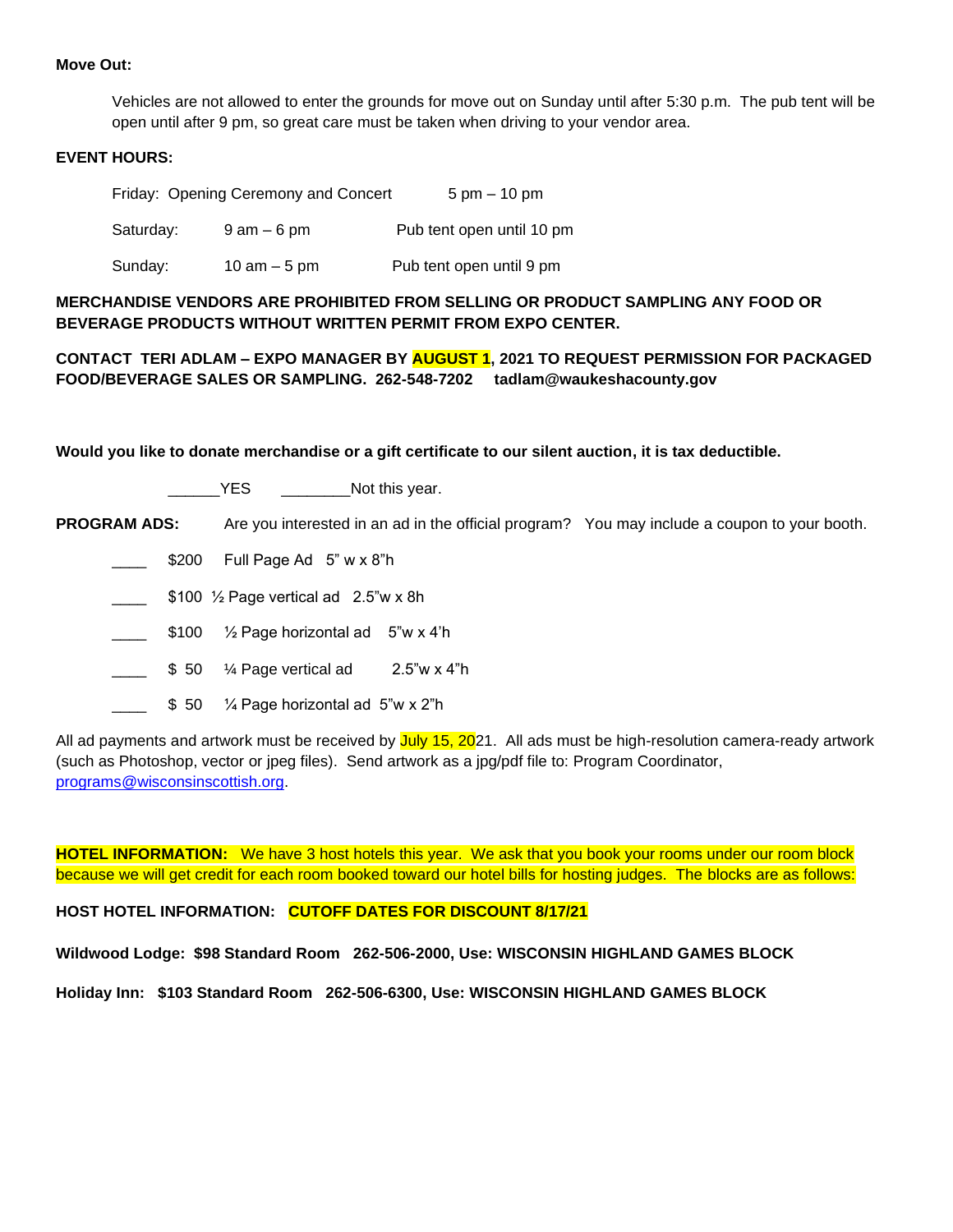**Move Out:**

Vehicles are not allowed to enter the grounds for move out on Sunday until after 5:30 p.m. The pub tent will be open until after 9 pm, so great care must be taken when driving to your vendor area.

**EVENT HOURS:**

Friday: Opening Ceremony and Concert 5 pm – 10 pm

Saturday: 9 am – 6 pm Pub tent open until 10 pm

Sunday: 10 am – 5 pm Pub tent open until 9 pm

**MERCHANDISE VENDORS ARE PROHIBITED FROM SELLING OR PRODUCT SAMPLING ANY FOOD OR BEVERAGE PRODUCTS WITHOUT WRITTEN PERMIT FROM EXPO CENTER.**

**CONTACT TERI ADLAM – EXPO MANAGER BY AUGUST 1, 2021 TO REQUEST PERMISSION FOR PACKAGED FOOD/BEVERAGE SALES OR SAMPLING. 262-548-7202 tadlam@waukeshacounty.gov**

**Would you like to donate merchandise or a gift certificate to our silent auction, it is tax deductible.**

______YES ________Not this year.

**PROGRAM ADS:** Are you interested in an ad in the official program? You may include a coupon to your booth.

____ $200 Full Page Ad 5" w x 8"h

____ $100 ½ Page vertical ad 2.5"w x 8h

____ $100 ½ Page horizontal ad 5"w x 4'h

____ $ 50 ¼ Page vertical ad 2.5"w x 4"h

____ $ 50 ¼ Page horizontal ad 5"w x 2"h

All ad payments and artwork must be received by July 15, 2021. All ads must be high-resolution camera-ready artwork (such as Photoshop, vector or jpeg files). Send artwork as a jpg/pdf file to: Program Coordinator, programs@wisconsinscottish.org.

**HOTEL INFORMATION:** We have 3 host hotels this year. We ask that you book your rooms under our room block because we will get credit for each room booked toward our hotel bills for hosting judges. The blocks are as follows:

**HOST HOTEL INFORMATION: CUTOFF DATES FOR DISCOUNT 8/17/21**

**Wildwood Lodge: $98 Standard Room 262-506-2000, Use: WISCONSIN HIGHLAND GAMES BLOCK**

**Holiday Inn: $103 Standard Room 262-506-6300, Use: WISCONSIN HIGHLAND GAMES BLOCK**